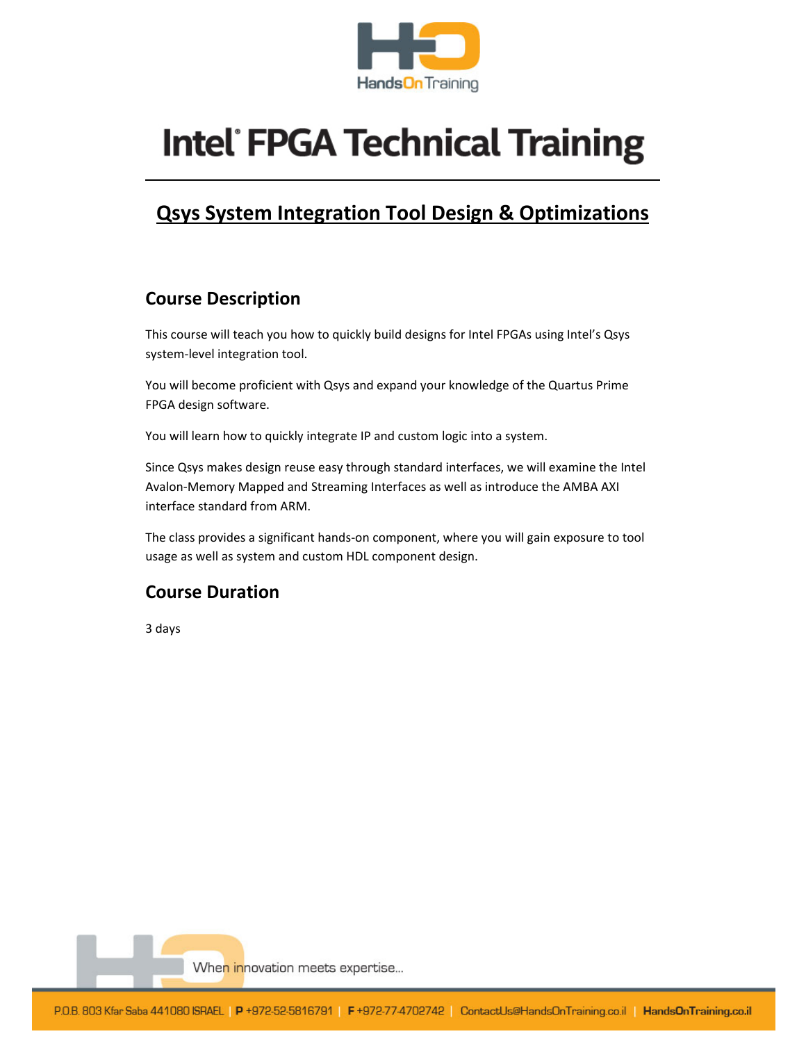# Intel® FPGA Technical Training

## Qsys System Integration Tool Design & Optimizations

### Course Description

This course will teach you how to quickly build designs for Intel FPGAs using Intel's Qsys system-level integration tool.

You will become proficient with Qsys and expand your knowledge of the Quartus Prime FPGA design software.

You will learn how to quickly integrate IP and custom logic into a system.

Since Qsys makes design reuse easy through standard interfaces, we will examine the Intel Avalon-Memory Mapped and Streaming Interfaces as well as introduce the AMBA AXI interface standard from ARM.

The class provides a significant hands-on component, where you will gain exposure to tool usage as well as system and custom HDL component design.

### Course Duration

3 days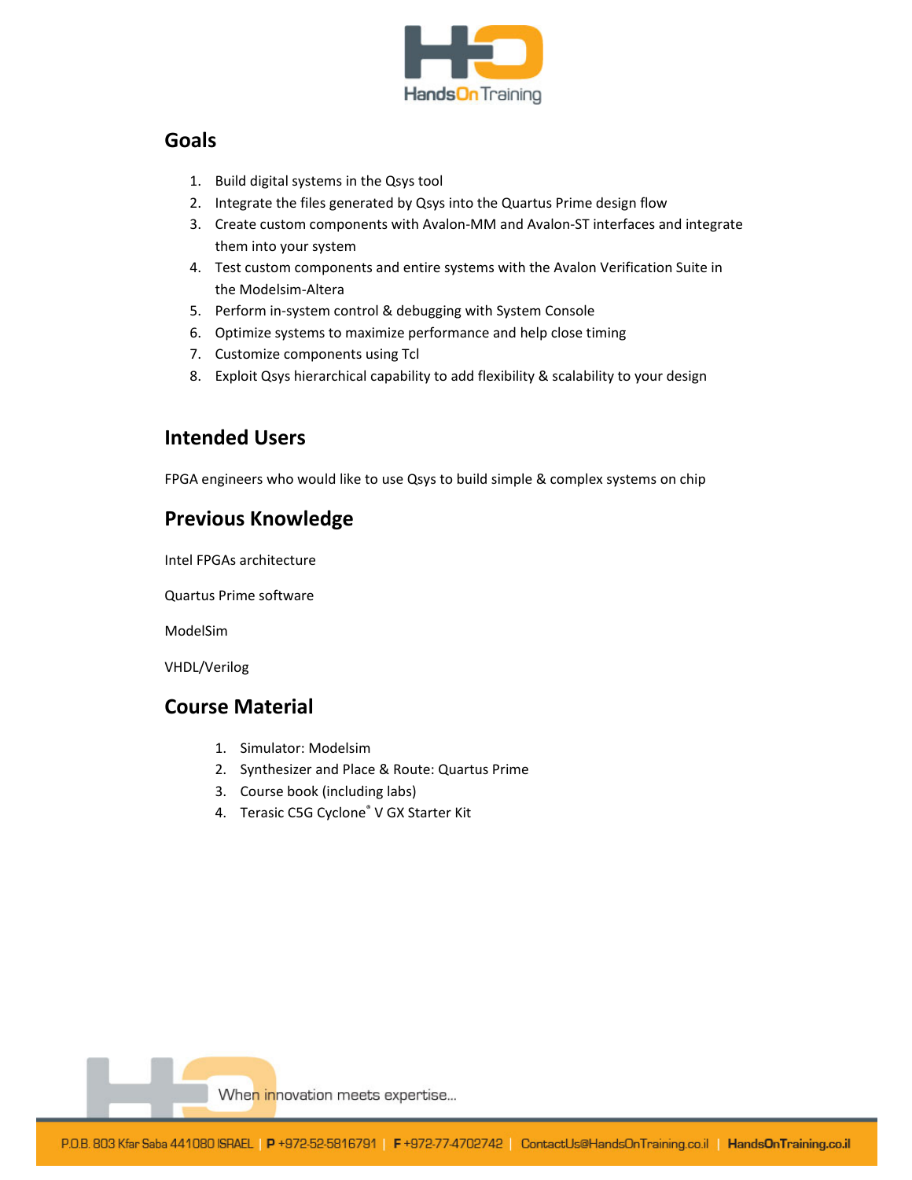## Goals

1. Build digital systems in the Qsys tool
2. Integrate the files generated by Qsys into the Quartus Prime design flow
3. Create custom components with Avalon-MM and Avalon-ST interfaces and integrate them into your system
4. Test custom components and entire systems with the Avalon Verification Suite in the Modelsim-Altera
5. Perform in-system control & debugging with System Console
6. Optimize systems to maximize performance and help close timing
7. Customize components using Tcl
8. Exploit Qsys hierarchical capability to add flexibility & scalability to your design

## Intended Users

FPGA engineers who would like to use Qsys to build simple & complex systems on chip

## Previous Knowledge

Intel FPGAs architecture

Quartus Prime software

ModelSim

VHDL/Verilog

## Course Material

1. Simulator: Modelsim
2. Synthesizer and Place & Route: Quartus Prime
3. Course book (including labs)
4. Terasic C5G Cyclone® V GX Starter Kit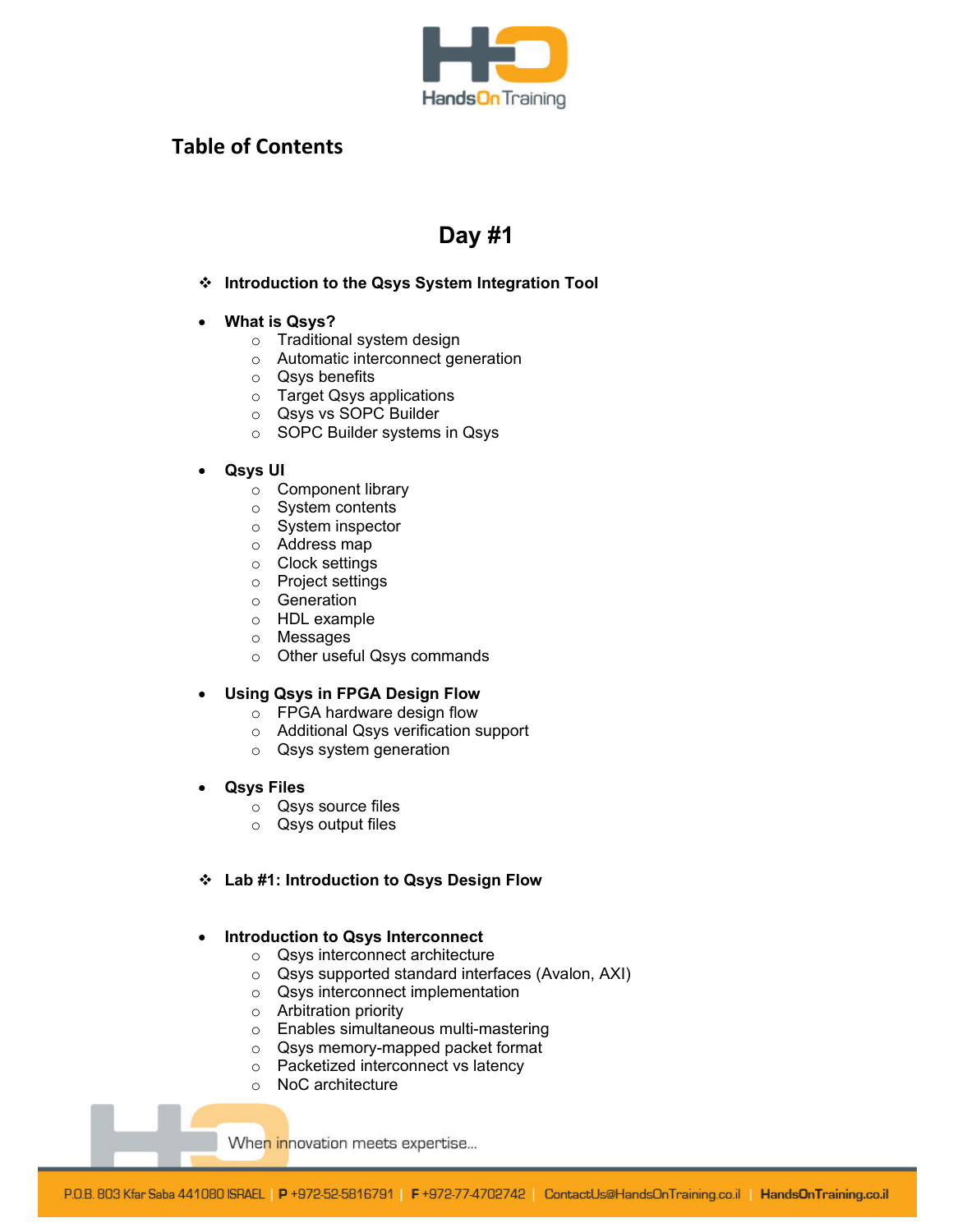## Table of Contents

# Day #1

- **Introduction to the Qsys System Integration Tool**

- **What is Qsys?**
  - Traditional system design
  - Automatic interconnect generation
  - Qsys benefits
  - Target Qsys applications
  - Qsys vs SOPC Builder
  - SOPC Builder systems in Qsys

- **Qsys UI**
  - Component library
  - System contents
  - System inspector
  - Address map
  - Clock settings
  - Project settings
  - Generation
  - HDL example
  - Messages
  - Other useful Qsys commands

- **Using Qsys in FPGA Design Flow**
  - FPGA hardware design flow
  - Additional Qsys verification support
  - Qsys system generation

- **Qsys Files**
  - Qsys source files
  - Qsys output files

- **Lab #1: Introduction to Qsys Design Flow**

- **Introduction to Qsys Interconnect**
  - Qsys interconnect architecture
  - Qsys supported standard interfaces (Avalon, AXI)
  - Qsys interconnect implementation
  - Arbitration priority
  - Enables simultaneous multi-mastering
  - Qsys memory-mapped packet format
  - Packetized interconnect vs latency
  - NoC architecture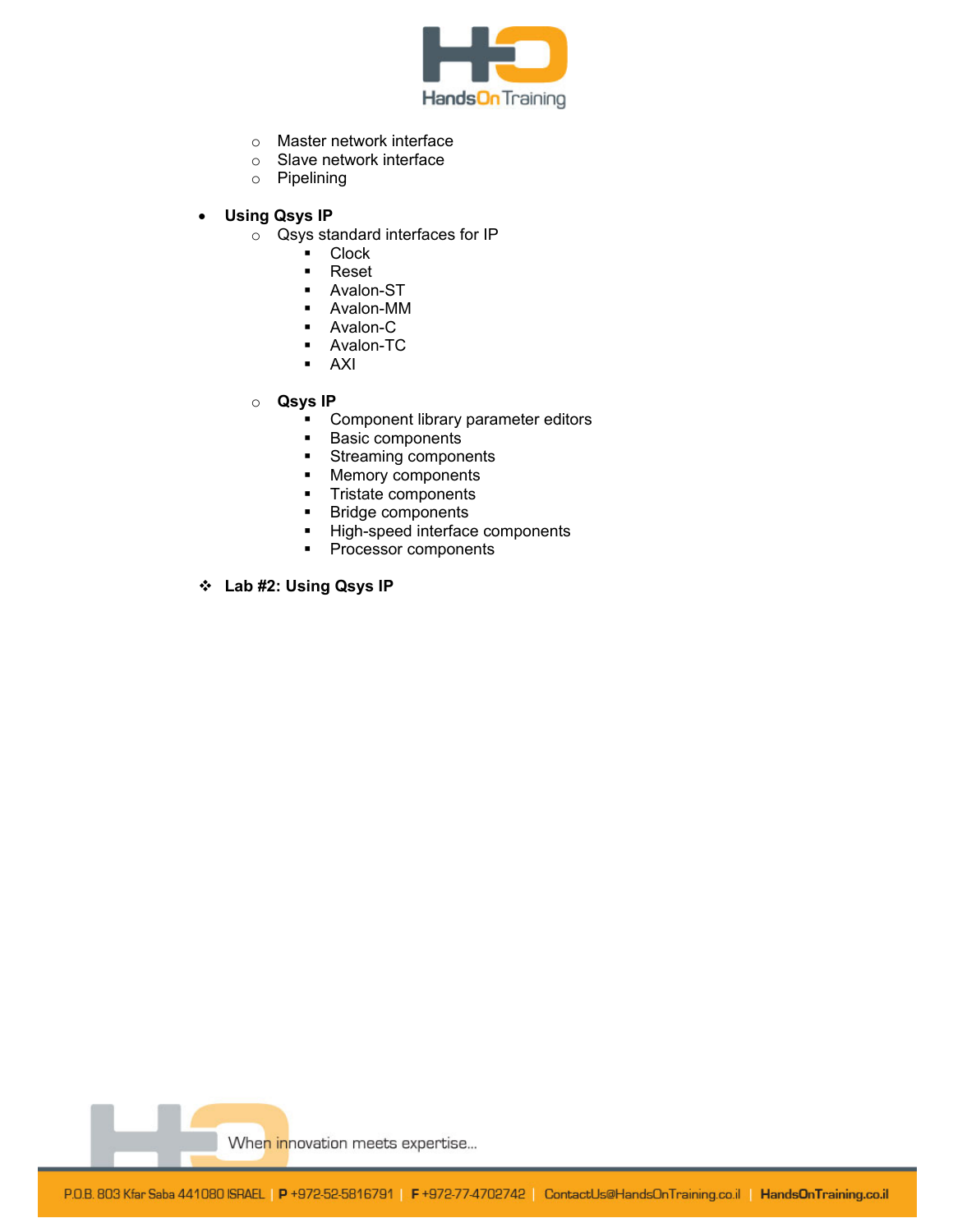- Master network interface
    - Slave network interface
    - Pipelining

- **Using Qsys IP**
    - Qsys standard interfaces for IP
        - Clock
        - Reset
        - Avalon-ST
        - Avalon-MM
        - Avalon-C
        - Avalon-TC
        - AXI

    - **Qsys IP**
        - Component library parameter editors
        - Basic components
        - Streaming components
        - Memory components
        - Tristate components
        - Bridge components
        - High-speed interface components
        - Processor components

- **Lab #2: Using Qsys IP**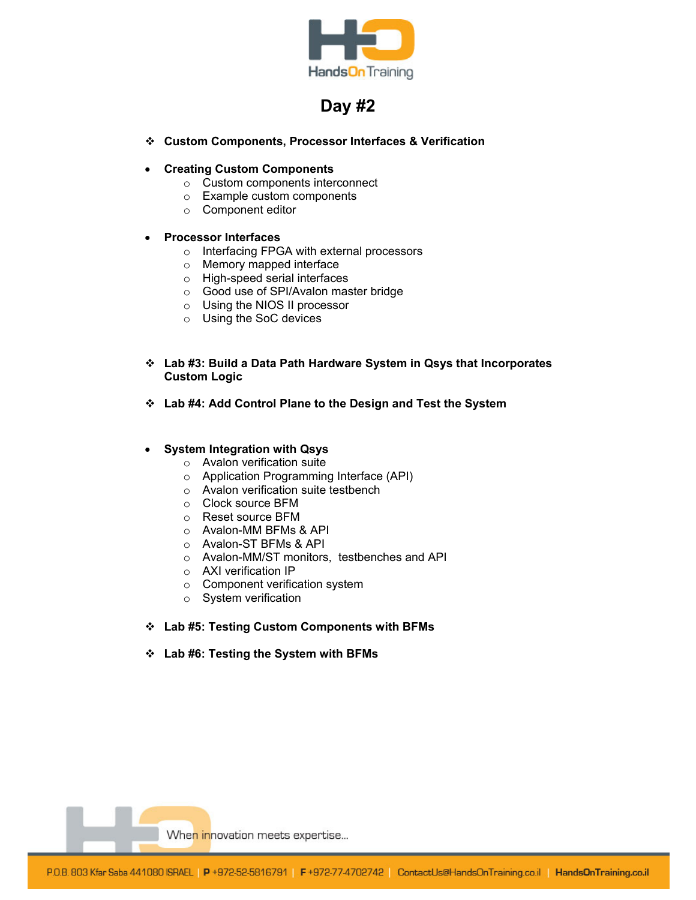# Day #2

- **Custom Components, Processor Interfaces & Verification**

- **Creating Custom Components**
  - Custom components interconnect
  - Example custom components
  - Component editor

- **Processor Interfaces**
  - Interfacing FPGA with external processors
  - Memory mapped interface
  - High-speed serial interfaces
  - Good use of SPI/Avalon master bridge
  - Using the NIOS II processor
  - Using the SoC devices

- **Lab #3: Build a Data Path Hardware System in Qsys that Incorporates Custom Logic**

- **Lab #4: Add Control Plane to the Design and Test the System**

- **System Integration with Qsys**
  - Avalon verification suite
  - Application Programming Interface (API)
  - Avalon verification suite testbench
  - Clock source BFM
  - Reset source BFM
  - Avalon-MM BFMs & API
  - Avalon-ST BFMs & API
  - Avalon-MM/ST monitors, testbenches and API
  - AXI verification IP
  - Component verification system
  - System verification

- **Lab #5: Testing Custom Components with BFMs**

- **Lab #6: Testing the System with BFMs**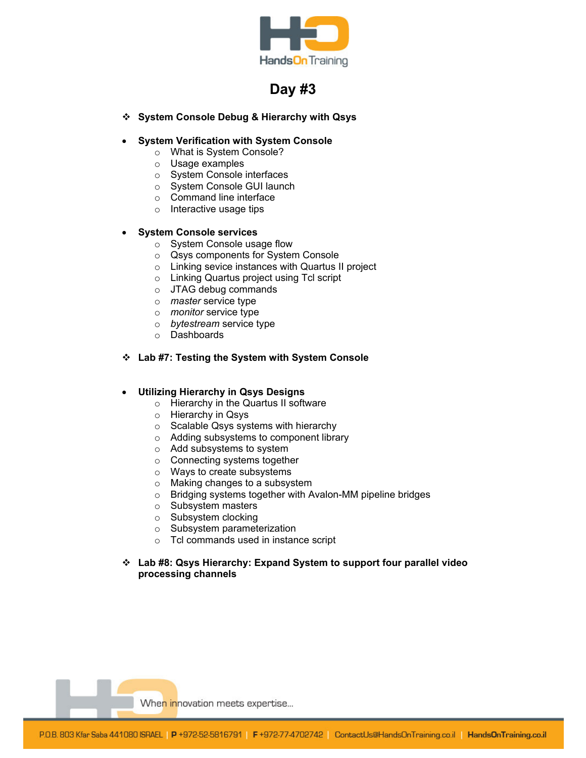# Day #3

- ❖ **System Console Debug & Hierarchy with Qsys**

- **System Verification with System Console**
  - What is System Console?
  - Usage examples
  - System Console interfaces
  - System Console GUI launch
  - Command line interface
  - Interactive usage tips

- **System Console services**
  - System Console usage flow
  - Qsys components for System Console
  - Linking sevice instances with Quartus II project
  - Linking Quartus project using Tcl script
  - JTAG debug commands
  - *master* service type
  - *monitor* service type
  - *bytestream* service type
  - Dashboards

- ❖ **Lab #7: Testing the System with System Console**

- **Utilizing Hierarchy in Qsys Designs**
  - Hierarchy in the Quartus II software
  - Hierarchy in Qsys
  - Scalable Qsys systems with hierarchy
  - Adding subsystems to component library
  - Add subsystems to system
  - Connecting systems together
  - Ways to create subsystems
  - Making changes to a subsystem
  - Bridging systems together with Avalon-MM pipeline bridges
  - Subsystem masters
  - Subsystem clocking
  - Subsystem parameterization
  - Tcl commands used in instance script

- ❖ **Lab #8: Qsys Hierarchy: Expand System to support four parallel video processing channels**